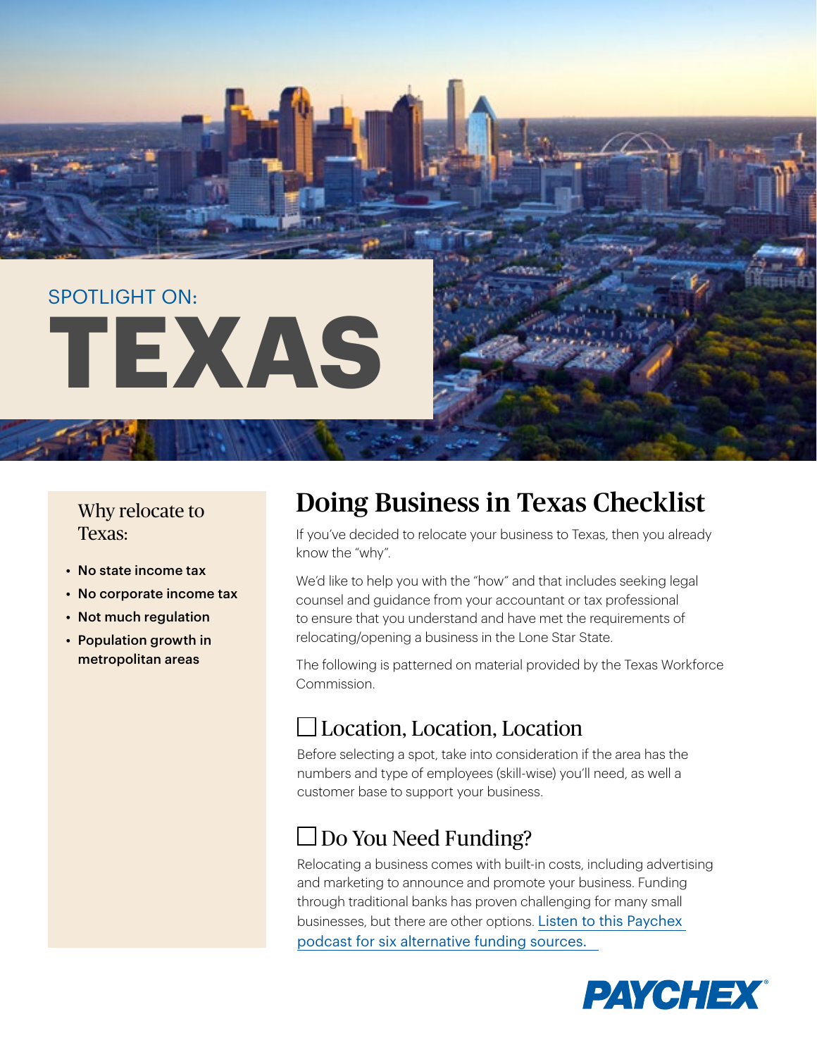SPOTLIGHT ON:

# TEXAS

## Why relocate to Texas:

- **No state income tax**
- **No corporate income tax**
- **Not much regulation**
- **Population growth in metropolitan areas**

## Doing Business in Texas Checklist

If you've decided to relocate your business to Texas, then you already know the "why".

We'd like to help you with the "how" and that includes seeking legal counsel and guidance from your accountant or tax professional to ensure that you understand and have met the requirements of relocating/opening a business in the Lone Star State.

The following is patterned on material provided by the Texas Workforce Commission.

### ☐ Location, Location, Location

Before selecting a spot, take into consideration if the area has the numbers and type of employees (skill-wise) you'll need, as well a customer base to support your business.

### ☐ Do You Need Funding?

Relocating a business comes with built-in costs, including advertising and marketing to announce and promote your business. Funding through traditional banks has proven challenging for many small businesses, but there are other options. Listen to this Paychex podcast for six alternative funding sources.

PAYCHEX®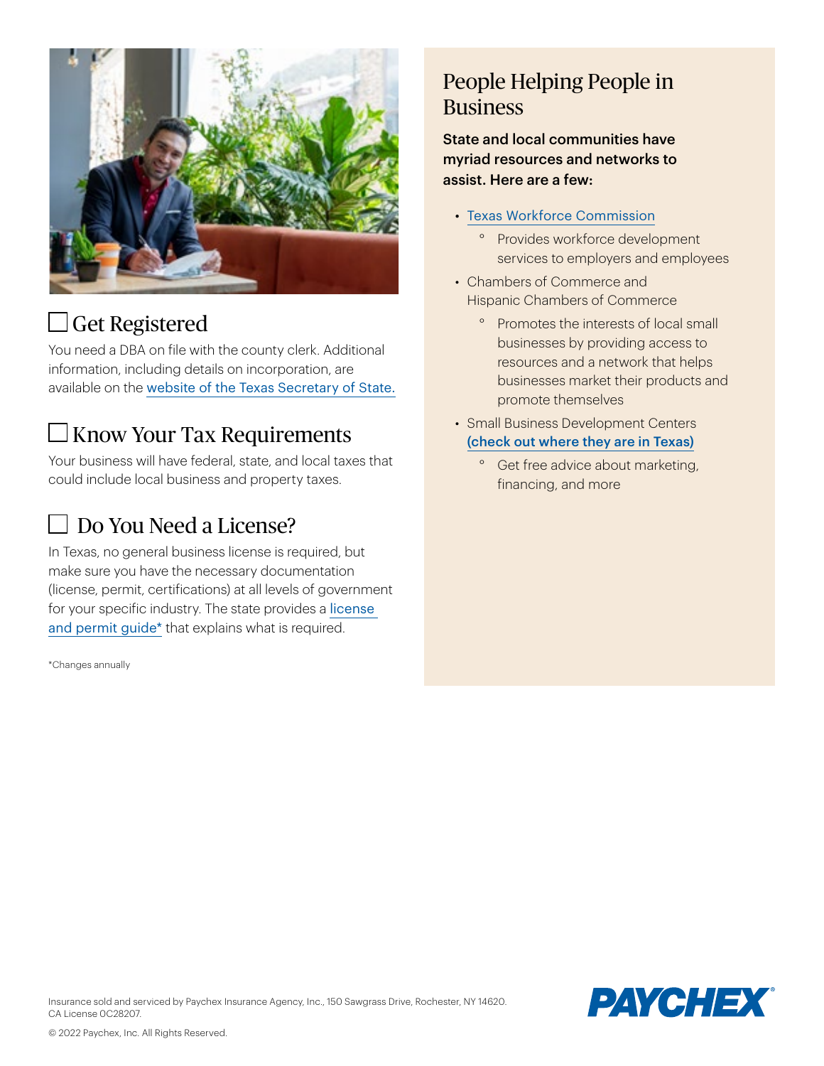## ☐ Get Registered

You need a DBA on file with the county clerk. Additional information, including details on incorporation, are available on the website of the Texas Secretary of State.

## ☐ Know Your Tax Requirements

Your business will have federal, state, and local taxes that could include local business and property taxes.

## ☐ Do You Need a License?

In Texas, no general business license is required, but make sure you have the necessary documentation (license, permit, certifications) at all levels of government for your specific industry. The state provides a license and permit guide* that explains what is required.

*Changes annually

## People Helping People in Business

**State and local communities have myriad resources and networks to assist. Here are a few:**

- Texas Workforce Commission
  - Provides workforce development services to employers and employees
- Chambers of Commerce and Hispanic Chambers of Commerce
  - Promotes the interests of local small businesses by providing access to resources and a network that helps businesses market their products and promote themselves
- Small Business Development Centers **(check out where they are in Texas)**
  - Get free advice about marketing, financing, and more

Insurance sold and serviced by Paychex Insurance Agency, Inc., 150 Sawgrass Drive, Rochester, NY 14620. CA License 0C28207.

© 2022 Paychex, Inc. All Rights Reserved.

PAYCHEX®